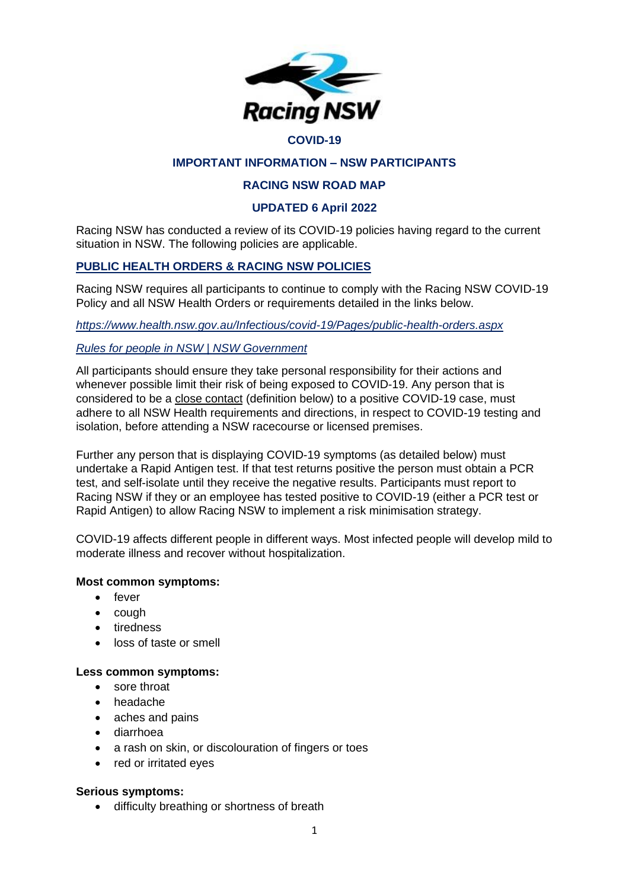Racing NSW

# COVID-19

## IMPORTANT INFORMATION – NSW PARTICIPANTS

## RACING NSW ROAD MAP

## UPDATED 6 April 2022

Racing NSW has conducted a review of its COVID-19 policies having regard to the current situation in NSW. The following policies are applicable.

### PUBLIC HEALTH ORDERS & RACING NSW POLICIES

Racing NSW requires all participants to continue to comply with the Racing NSW COVID-19 Policy and all NSW Health Orders or requirements detailed in the links below.

*https://www.health.nsw.gov.au/Infectious/covid-19/Pages/public-health-orders.aspx*

*Rules for people in NSW | NSW Government*

All participants should ensure they take personal responsibility for their actions and whenever possible limit their risk of being exposed to COVID-19. Any person that is considered to be a close contact (definition below) to a positive COVID-19 case, must adhere to all NSW Health requirements and directions, in respect to COVID-19 testing and isolation, before attending a NSW racecourse or licensed premises.

Further any person that is displaying COVID-19 symptoms (as detailed below) must undertake a Rapid Antigen test. If that test returns positive the person must obtain a PCR test, and self-isolate until they receive the negative results. Participants must report to Racing NSW if they or an employee has tested positive to COVID-19 (either a PCR test or Rapid Antigen) to allow Racing NSW to implement a risk minimisation strategy.

COVID-19 affects different people in different ways. Most infected people will develop mild to moderate illness and recover without hospitalization.

**Most common symptoms:**

- fever
- cough
- tiredness
- loss of taste or smell

**Less common symptoms:**

- sore throat
- headache
- aches and pains
- diarrhoea
- a rash on skin, or discolouration of fingers or toes
- red or irritated eyes

**Serious symptoms:**

- difficulty breathing or shortness of breath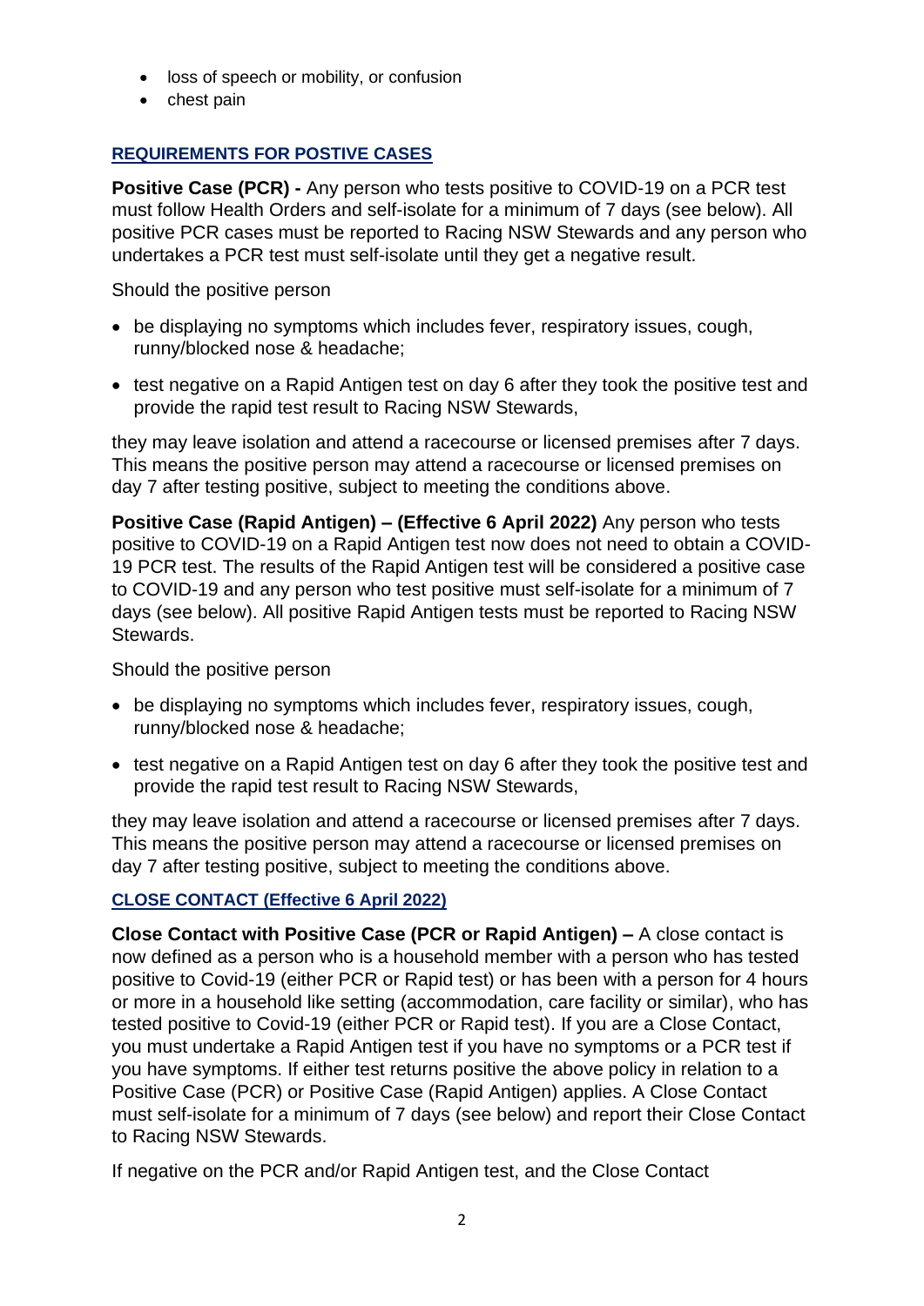- loss of speech or mobility, or confusion
- chest pain

## REQUIREMENTS FOR POSTIVE CASES

**Positive Case (PCR) -** Any person who tests positive to COVID-19 on a PCR test must follow Health Orders and self-isolate for a minimum of 7 days (see below). All positive PCR cases must be reported to Racing NSW Stewards and any person who undertakes a PCR test must self-isolate until they get a negative result.

Should the positive person

- be displaying no symptoms which includes fever, respiratory issues, cough, runny/blocked nose & headache;
- test negative on a Rapid Antigen test on day 6 after they took the positive test and provide the rapid test result to Racing NSW Stewards,

they may leave isolation and attend a racecourse or licensed premises after 7 days. This means the positive person may attend a racecourse or licensed premises on day 7 after testing positive, subject to meeting the conditions above.

**Positive Case (Rapid Antigen) – (Effective 6 April 2022)** Any person who tests positive to COVID-19 on a Rapid Antigen test now does not need to obtain a COVID-19 PCR test. The results of the Rapid Antigen test will be considered a positive case to COVID-19 and any person who test positive must self-isolate for a minimum of 7 days (see below). All positive Rapid Antigen tests must be reported to Racing NSW Stewards.

Should the positive person

- be displaying no symptoms which includes fever, respiratory issues, cough, runny/blocked nose & headache;
- test negative on a Rapid Antigen test on day 6 after they took the positive test and provide the rapid test result to Racing NSW Stewards,

they may leave isolation and attend a racecourse or licensed premises after 7 days. This means the positive person may attend a racecourse or licensed premises on day 7 after testing positive, subject to meeting the conditions above.

## CLOSE CONTACT (Effective 6 April 2022)

**Close Contact with Positive Case (PCR or Rapid Antigen) –** A close contact is now defined as a person who is a household member with a person who has tested positive to Covid-19 (either PCR or Rapid test) or has been with a person for 4 hours or more in a household like setting (accommodation, care facility or similar), who has tested positive to Covid-19 (either PCR or Rapid test). If you are a Close Contact, you must undertake a Rapid Antigen test if you have no symptoms or a PCR test if you have symptoms. If either test returns positive the above policy in relation to a Positive Case (PCR) or Positive Case (Rapid Antigen) applies. A Close Contact must self-isolate for a minimum of 7 days (see below) and report their Close Contact to Racing NSW Stewards.

If negative on the PCR and/or Rapid Antigen test, and the Close Contact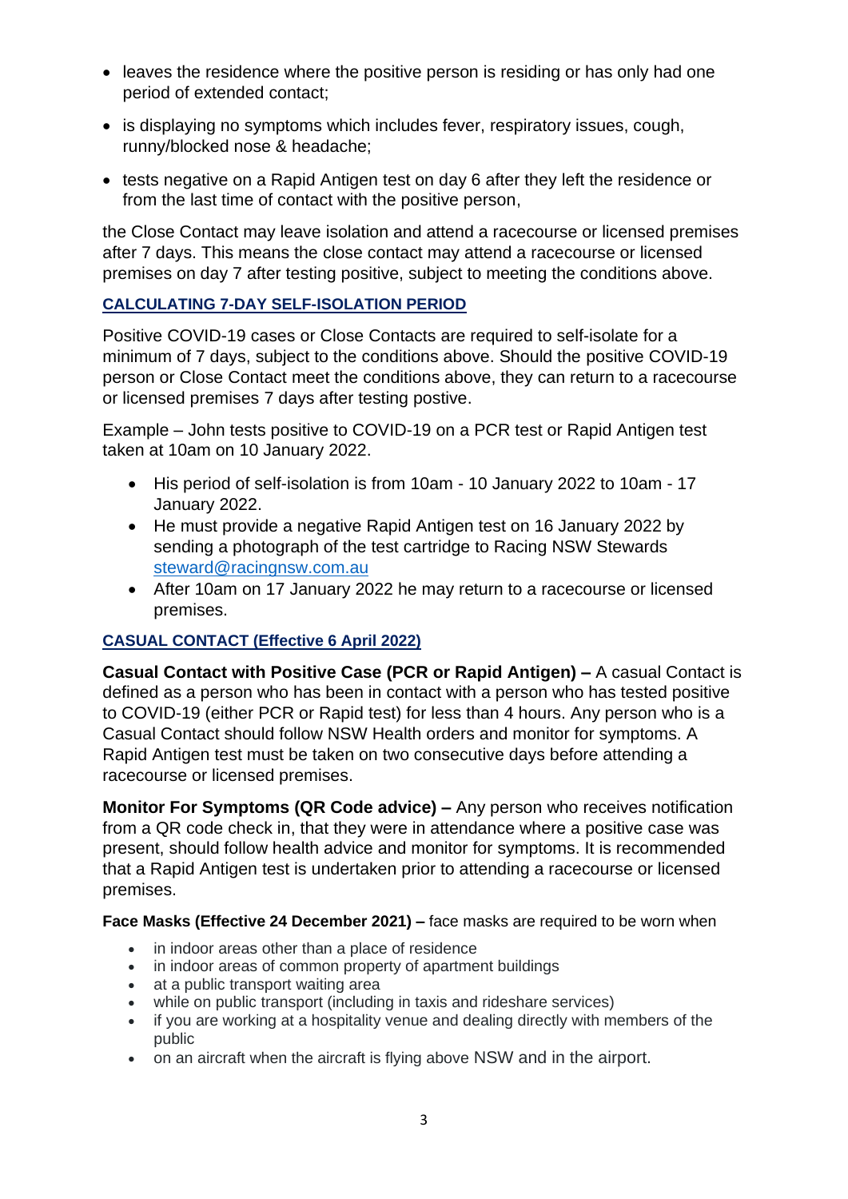- leaves the residence where the positive person is residing or has only had one period of extended contact;
- is displaying no symptoms which includes fever, respiratory issues, cough, runny/blocked nose & headache;
- tests negative on a Rapid Antigen test on day 6 after they left the residence or from the last time of contact with the positive person,

the Close Contact may leave isolation and attend a racecourse or licensed premises after 7 days. This means the close contact may attend a racecourse or licensed premises on day 7 after testing positive, subject to meeting the conditions above.

### CALCULATING 7-DAY SELF-ISOLATION PERIOD

Positive COVID-19 cases or Close Contacts are required to self-isolate for a minimum of 7 days, subject to the conditions above. Should the positive COVID-19 person or Close Contact meet the conditions above, they can return to a racecourse or licensed premises 7 days after testing postive.

Example – John tests positive to COVID-19 on a PCR test or Rapid Antigen test taken at 10am on 10 January 2022.

- His period of self-isolation is from 10am - 10 January 2022 to 10am - 17 January 2022.
- He must provide a negative Rapid Antigen test on 16 January 2022 by sending a photograph of the test cartridge to Racing NSW Stewards steward@racingnsw.com.au
- After 10am on 17 January 2022 he may return to a racecourse or licensed premises.

### CASUAL CONTACT (Effective 6 April 2022)

**Casual Contact with Positive Case (PCR or Rapid Antigen) –** A casual Contact is defined as a person who has been in contact with a person who has tested positive to COVID-19 (either PCR or Rapid test) for less than 4 hours. Any person who is a Casual Contact should follow NSW Health orders and monitor for symptoms. A Rapid Antigen test must be taken on two consecutive days before attending a racecourse or licensed premises.

**Monitor For Symptoms (QR Code advice) –** Any person who receives notification from a QR code check in, that they were in attendance where a positive case was present, should follow health advice and monitor for symptoms. It is recommended that a Rapid Antigen test is undertaken prior to attending a racecourse or licensed premises.

**Face Masks (Effective 24 December 2021) –** face masks are required to be worn when

- in indoor areas other than a place of residence
- in indoor areas of common property of apartment buildings
- at a public transport waiting area
- while on public transport (including in taxis and rideshare services)
- if you are working at a hospitality venue and dealing directly with members of the public
- on an aircraft when the aircraft is flying above NSW and in the airport.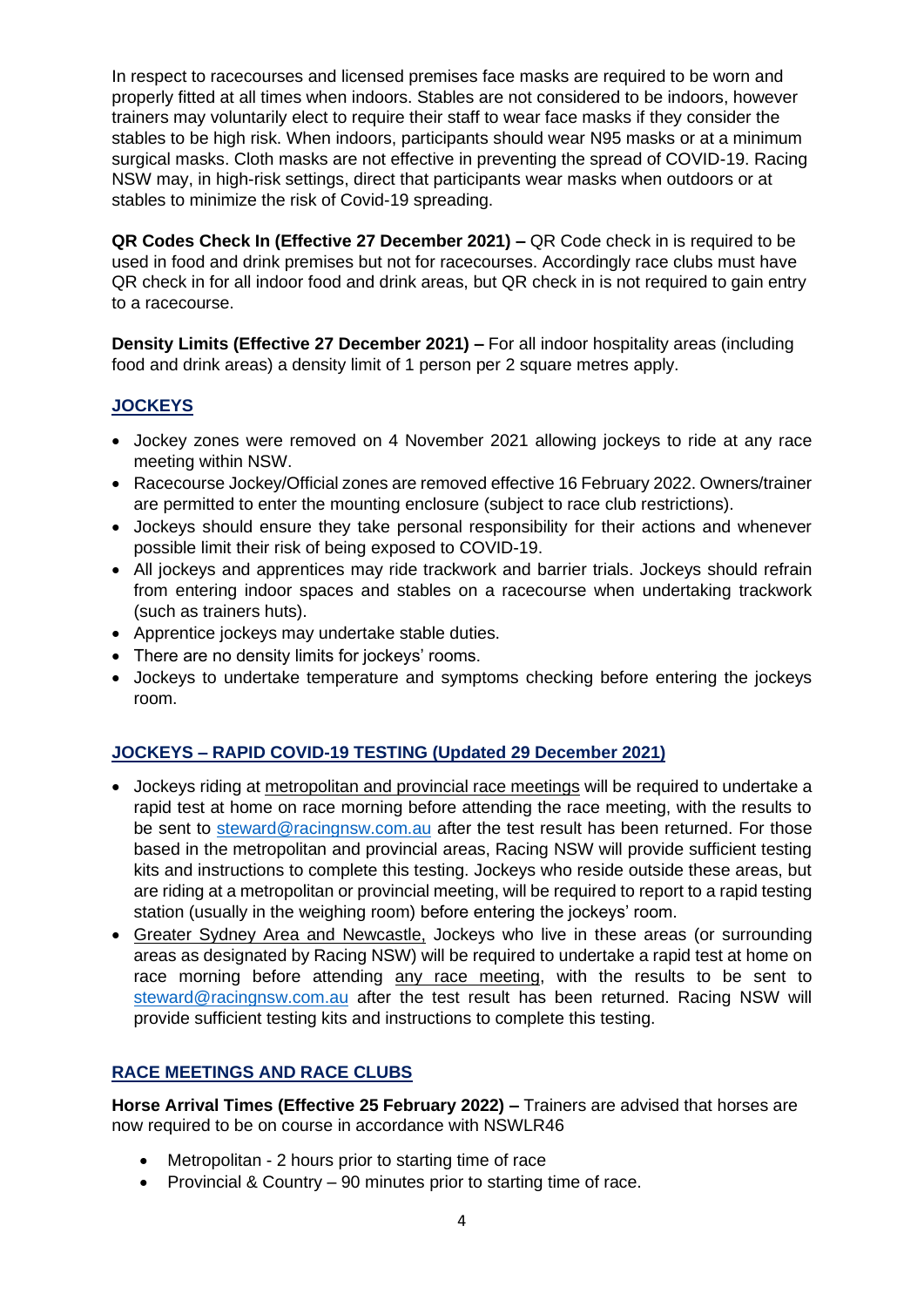In respect to racecourses and licensed premises face masks are required to be worn and properly fitted at all times when indoors. Stables are not considered to be indoors, however trainers may voluntarily elect to require their staff to wear face masks if they consider the stables to be high risk. When indoors, participants should wear N95 masks or at a minimum surgical masks. Cloth masks are not effective in preventing the spread of COVID-19. Racing NSW may, in high-risk settings, direct that participants wear masks when outdoors or at stables to minimize the risk of Covid-19 spreading.

**QR Codes Check In (Effective 27 December 2021) –** QR Code check in is required to be used in food and drink premises but not for racecourses. Accordingly race clubs must have QR check in for all indoor food and drink areas, but QR check in is not required to gain entry to a racecourse.

**Density Limits (Effective 27 December 2021) –** For all indoor hospitality areas (including food and drink areas) a density limit of 1 person per 2 square metres apply.

## JOCKEYS

- Jockey zones were removed on 4 November 2021 allowing jockeys to ride at any race meeting within NSW.
- Racecourse Jockey/Official zones are removed effective 16 February 2022. Owners/trainer are permitted to enter the mounting enclosure (subject to race club restrictions).
- Jockeys should ensure they take personal responsibility for their actions and whenever possible limit their risk of being exposed to COVID-19.
- All jockeys and apprentices may ride trackwork and barrier trials. Jockeys should refrain from entering indoor spaces and stables on a racecourse when undertaking trackwork (such as trainers huts).
- Apprentice jockeys may undertake stable duties.
- There are no density limits for jockeys' rooms.
- Jockeys to undertake temperature and symptoms checking before entering the jockeys room.

## JOCKEYS – RAPID COVID-19 TESTING (Updated 29 December 2021)

- Jockeys riding at metropolitan and provincial race meetings will be required to undertake a rapid test at home on race morning before attending the race meeting, with the results to be sent to steward@racingnsw.com.au after the test result has been returned. For those based in the metropolitan and provincial areas, Racing NSW will provide sufficient testing kits and instructions to complete this testing. Jockeys who reside outside these areas, but are riding at a metropolitan or provincial meeting, will be required to report to a rapid testing station (usually in the weighing room) before entering the jockeys' room.
- Greater Sydney Area and Newcastle, Jockeys who live in these areas (or surrounding areas as designated by Racing NSW) will be required to undertake a rapid test at home on race morning before attending any race meeting, with the results to be sent to steward@racingnsw.com.au after the test result has been returned. Racing NSW will provide sufficient testing kits and instructions to complete this testing.

## RACE MEETINGS AND RACE CLUBS

**Horse Arrival Times (Effective 25 February 2022) –** Trainers are advised that horses are now required to be on course in accordance with NSWLR46

- Metropolitan - 2 hours prior to starting time of race
- Provincial & Country – 90 minutes prior to starting time of race.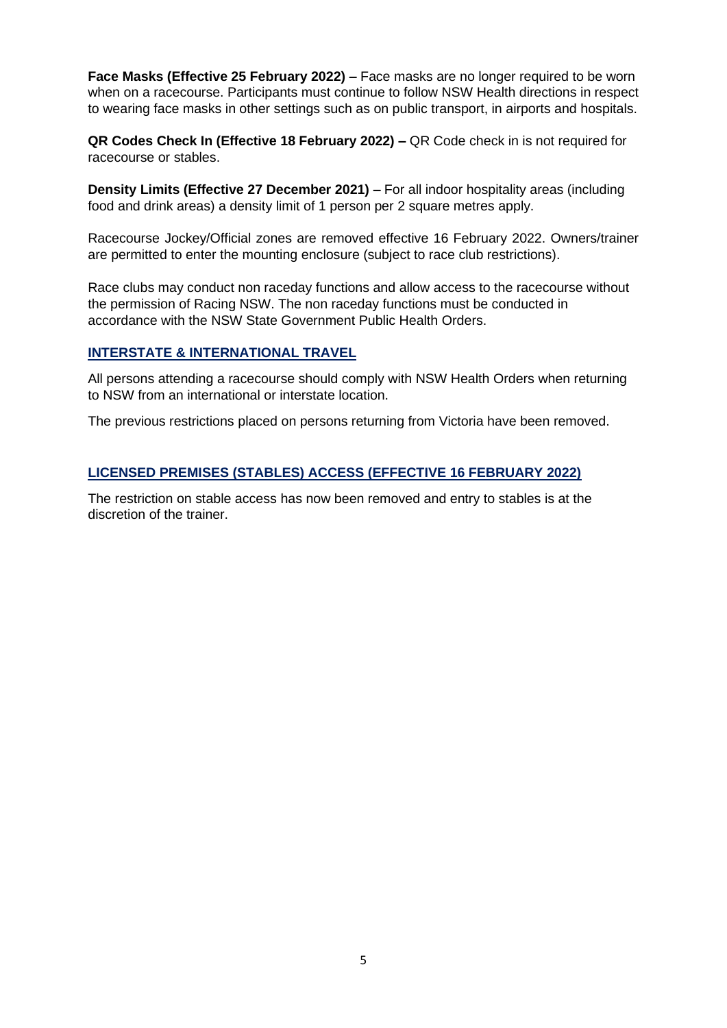**Face Masks (Effective 25 February 2022) –** Face masks are no longer required to be worn when on a racecourse. Participants must continue to follow NSW Health directions in respect to wearing face masks in other settings such as on public transport, in airports and hospitals.

**QR Codes Check In (Effective 18 February 2022) –** QR Code check in is not required for racecourse or stables.

**Density Limits (Effective 27 December 2021) –** For all indoor hospitality areas (including food and drink areas) a density limit of 1 person per 2 square metres apply.

Racecourse Jockey/Official zones are removed effective 16 February 2022. Owners/trainer are permitted to enter the mounting enclosure (subject to race club restrictions).

Race clubs may conduct non raceday functions and allow access to the racecourse without the permission of Racing NSW. The non raceday functions must be conducted in accordance with the NSW State Government Public Health Orders.

## INTERSTATE & INTERNATIONAL TRAVEL

All persons attending a racecourse should comply with NSW Health Orders when returning to NSW from an international or interstate location.

The previous restrictions placed on persons returning from Victoria have been removed.

## LICENSED PREMISES (STABLES) ACCESS (EFFECTIVE 16 FEBRUARY 2022)

The restriction on stable access has now been removed and entry to stables is at the discretion of the trainer.